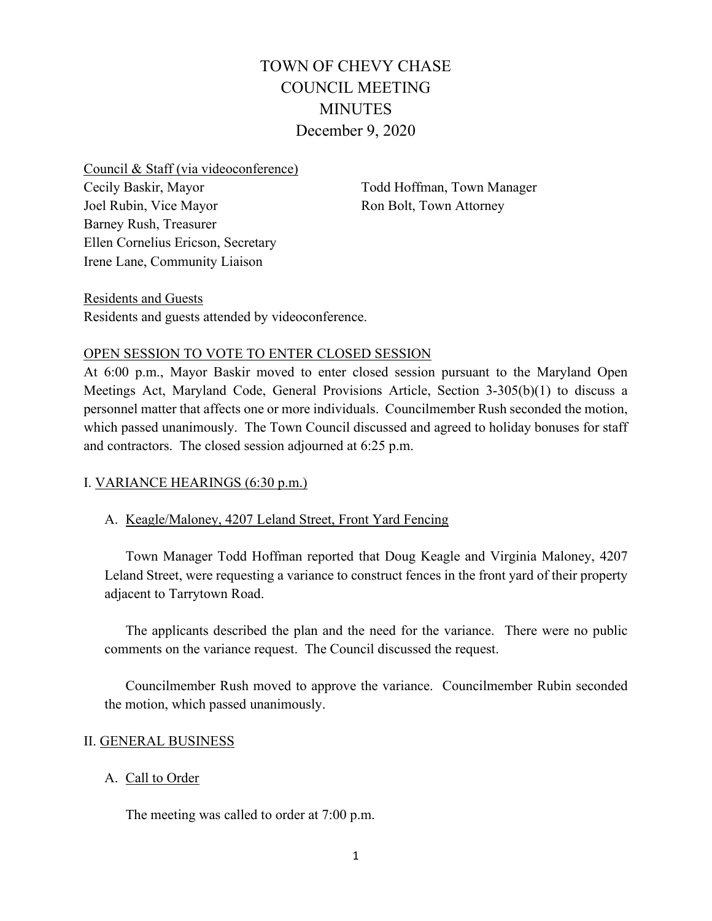# TOWN OF CHEVY CHASE
# COUNCIL MEETING
# MINUTES
# December 9, 2020

Council & Staff (via videoconference)

Cecily Baskir, Mayor
Joel Rubin, Vice Mayor
Barney Rush, Treasurer
Ellen Cornelius Ericson, Secretary
Irene Lane, Community Liaison

Todd Hoffman, Town Manager
Ron Bolt, Town Attorney

Residents and Guests

Residents and guests attended by videoconference.

## OPEN SESSION TO VOTE TO ENTER CLOSED SESSION

At 6:00 p.m., Mayor Baskir moved to enter closed session pursuant to the Maryland Open Meetings Act, Maryland Code, General Provisions Article, Section 3-305(b)(1) to discuss a personnel matter that affects one or more individuals. Councilmember Rush seconded the motion, which passed unanimously. The Town Council discussed and agreed to holiday bonuses for staff and contractors. The closed session adjourned at 6:25 p.m.

## I. VARIANCE HEARINGS (6:30 p.m.)

### A. Keagle/Maloney, 4207 Leland Street, Front Yard Fencing

Town Manager Todd Hoffman reported that Doug Keagle and Virginia Maloney, 4207 Leland Street, were requesting a variance to construct fences in the front yard of their property adjacent to Tarrytown Road.

The applicants described the plan and the need for the variance. There were no public comments on the variance request. The Council discussed the request.

Councilmember Rush moved to approve the variance. Councilmember Rubin seconded the motion, which passed unanimously.

## II. GENERAL BUSINESS

### A. Call to Order

The meeting was called to order at 7:00 p.m.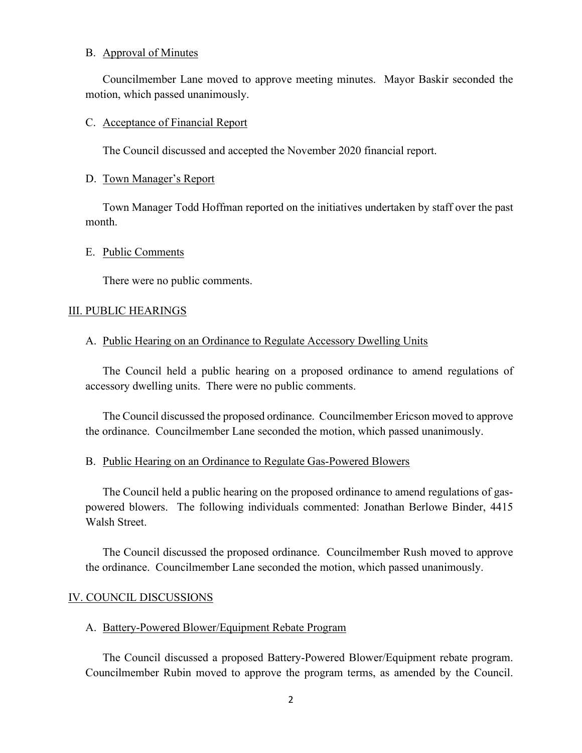B. Approval of Minutes

Councilmember Lane moved to approve meeting minutes. Mayor Baskir seconded the motion, which passed unanimously.

C. Acceptance of Financial Report

The Council discussed and accepted the November 2020 financial report.

D. Town Manager's Report

Town Manager Todd Hoffman reported on the initiatives undertaken by staff over the past month.

E. Public Comments

There were no public comments.

## III. PUBLIC HEARINGS

A. Public Hearing on an Ordinance to Regulate Accessory Dwelling Units

The Council held a public hearing on a proposed ordinance to amend regulations of accessory dwelling units. There were no public comments.

The Council discussed the proposed ordinance. Councilmember Ericson moved to approve the ordinance. Councilmember Lane seconded the motion, which passed unanimously.

B. Public Hearing on an Ordinance to Regulate Gas-Powered Blowers

The Council held a public hearing on the proposed ordinance to amend regulations of gas-powered blowers. The following individuals commented: Jonathan Berlowe Binder, 4415 Walsh Street.

The Council discussed the proposed ordinance. Councilmember Rush moved to approve the ordinance. Councilmember Lane seconded the motion, which passed unanimously.

## IV. COUNCIL DISCUSSIONS

A. Battery-Powered Blower/Equipment Rebate Program

The Council discussed a proposed Battery-Powered Blower/Equipment rebate program. Councilmember Rubin moved to approve the program terms, as amended by the Council.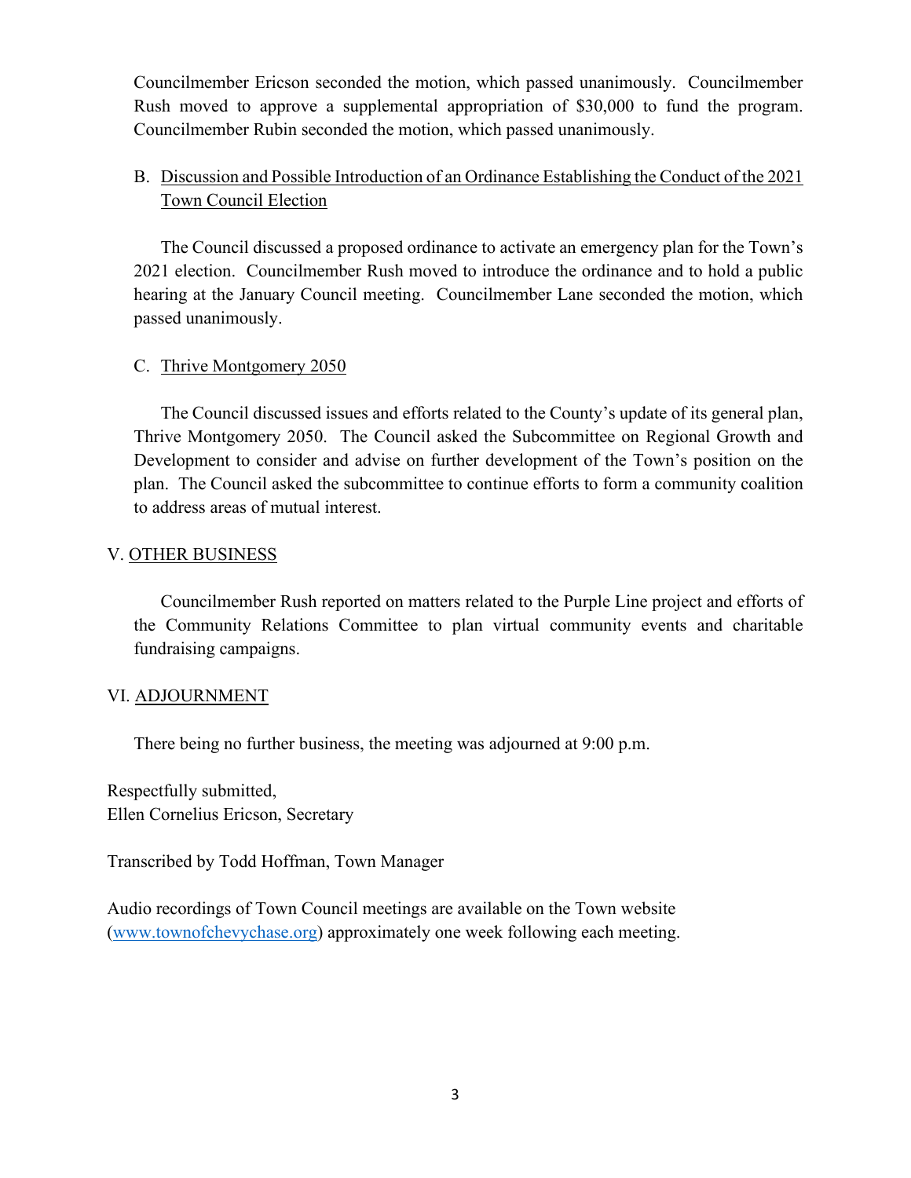Councilmember Ericson seconded the motion, which passed unanimously. Councilmember Rush moved to approve a supplemental appropriation of $30,000 to fund the program. Councilmember Rubin seconded the motion, which passed unanimously.

B. <u>Discussion and Possible Introduction of an Ordinance Establishing the Conduct of the 2021 Town Council Election</u>

The Council discussed a proposed ordinance to activate an emergency plan for the Town's 2021 election. Councilmember Rush moved to introduce the ordinance and to hold a public hearing at the January Council meeting. Councilmember Lane seconded the motion, which passed unanimously.

C. <u>Thrive Montgomery 2050</u>

The Council discussed issues and efforts related to the County's update of its general plan, Thrive Montgomery 2050. The Council asked the Subcommittee on Regional Growth and Development to consider and advise on further development of the Town's position on the plan. The Council asked the subcommittee to continue efforts to form a community coalition to address areas of mutual interest.

V. <u>OTHER BUSINESS</u>

Councilmember Rush reported on matters related to the Purple Line project and efforts of the Community Relations Committee to plan virtual community events and charitable fundraising campaigns.

VI. <u>ADJOURNMENT</u>

There being no further business, the meeting was adjourned at 9:00 p.m.

Respectfully submitted,
Ellen Cornelius Ericson, Secretary

Transcribed by Todd Hoffman, Town Manager

Audio recordings of Town Council meetings are available on the Town website ([www.townofchevychase.org](http://www.townofchevychase.org)) approximately one week following each meeting.